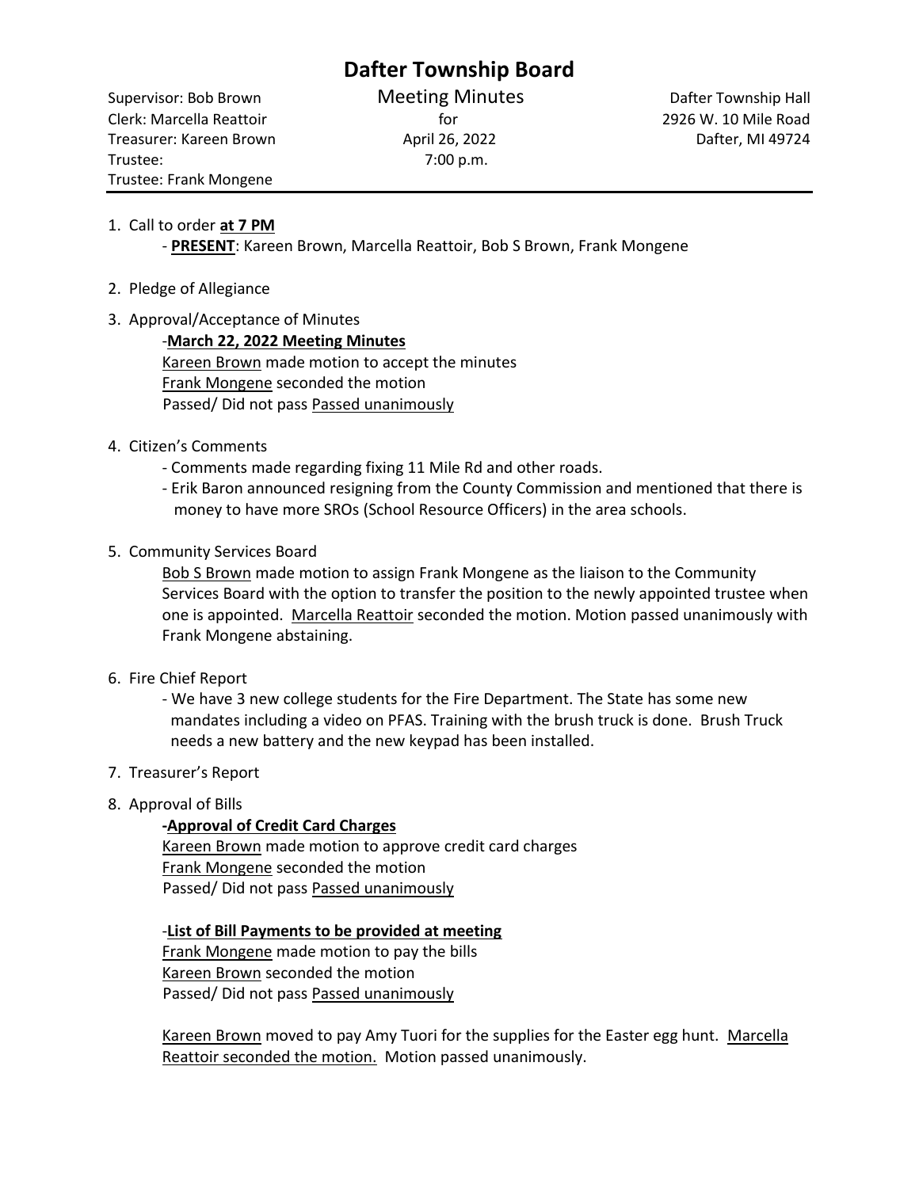# Dafter Township Board

Supervisor: Bob Brown
Clerk: Marcella Reattoir
Treasurer: Kareen Brown
Trustee:
Trustee: Frank Mongene

Meeting Minutes
for
April 26, 2022
7:00 p.m.

Dafter Township Hall
2926 W. 10 Mile Road
Dafter, MI 49724

---

1. Call to order **at 7 PM**
   - **PRESENT**: Kareen Brown, Marcella Reattoir, Bob S Brown, Frank Mongene

2. Pledge of Allegiance

3. Approval/Acceptance of Minutes

   -**March 22, 2022 Meeting Minutes**
   Kareen Brown made motion to accept the minutes
   Frank Mongene seconded the motion
   Passed/ Did not pass Passed unanimously

4. Citizen's Comments
   - Comments made regarding fixing 11 Mile Rd and other roads.
   - Erik Baron announced resigning from the County Commission and mentioned that there is money to have more SROs (School Resource Officers) in the area schools.

5. Community Services Board

   Bob S Brown made motion to assign Frank Mongene as the liaison to the Community Services Board with the option to transfer the position to the newly appointed trustee when one is appointed. Marcella Reattoir seconded the motion. Motion passed unanimously with Frank Mongene abstaining.

6. Fire Chief Report
   - We have 3 new college students for the Fire Department. The State has some new mandates including a video on PFAS. Training with the brush truck is done. Brush Truck needs a new battery and the new keypad has been installed.

7. Treasurer's Report

8. Approval of Bills

   **-Approval of Credit Card Charges**
   Kareen Brown made motion to approve credit card charges
   Frank Mongene seconded the motion
   Passed/ Did not pass Passed unanimously

   -**List of Bill Payments to be provided at meeting**
   Frank Mongene made motion to pay the bills
   Kareen Brown seconded the motion
   Passed/ Did not pass Passed unanimously

   Kareen Brown moved to pay Amy Tuori for the supplies for the Easter egg hunt. Marcella Reattoir seconded the motion. Motion passed unanimously.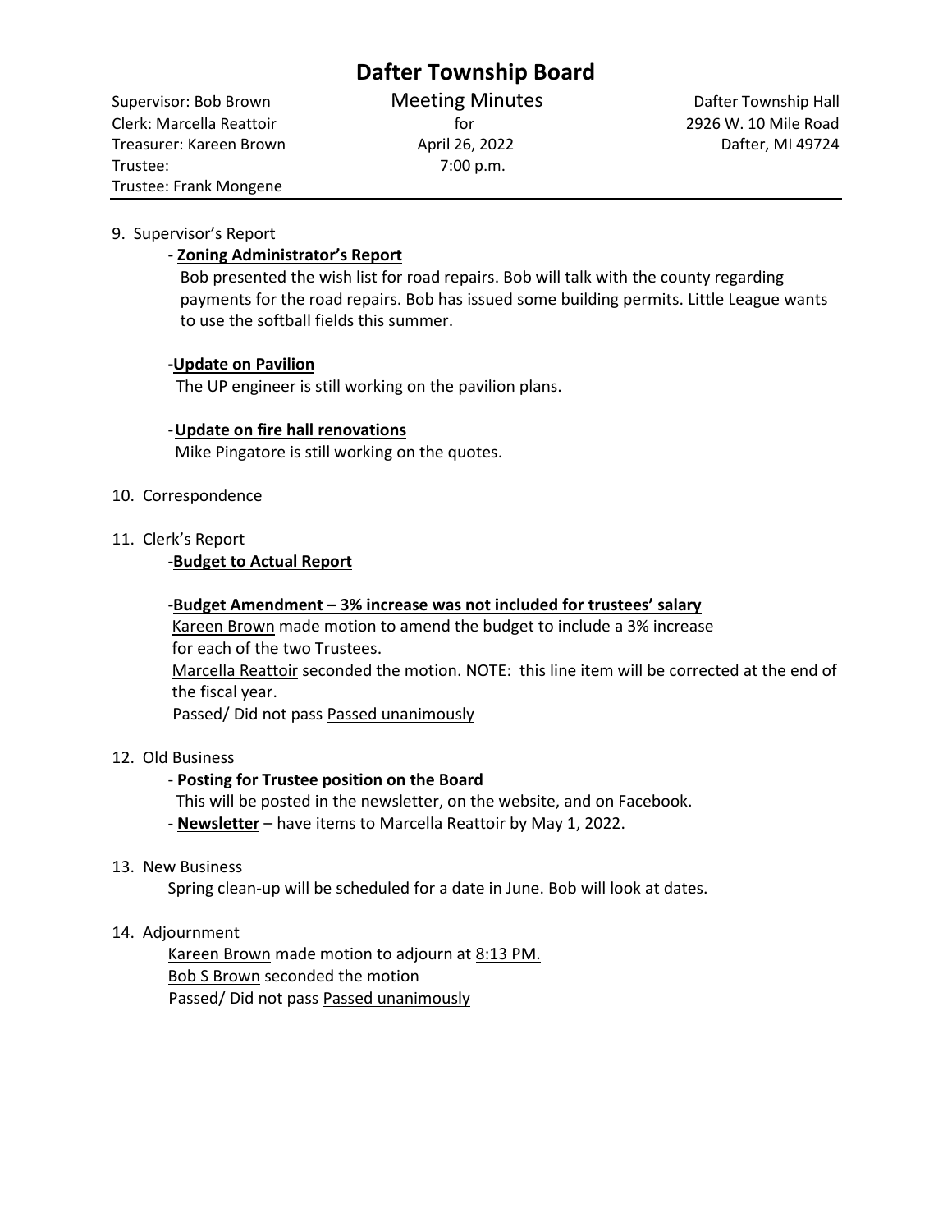# Dafter Township Board

Supervisor: Bob Brown
Clerk: Marcella Reattoir
Treasurer: Kareen Brown
Trustee:
Trustee: Frank Mongene

Meeting Minutes
for
April 26, 2022
7:00 p.m.

Dafter Township Hall
2926 W. 10 Mile Road
Dafter, MI 49724

---

9. Supervisor's Report
   - **Zoning Administrator's Report**
     Bob presented the wish list for road repairs. Bob will talk with the county regarding payments for the road repairs. Bob has issued some building permits. Little League wants to use the softball fields this summer.

   **-Update on Pavilion**
   The UP engineer is still working on the pavilion plans.

   -**Update on fire hall renovations**
   Mike Pingatore is still working on the quotes.

10. Correspondence

11. Clerk's Report
    -**Budget to Actual Report**

    -**Budget Amendment – 3% increase was not included for trustees' salary**
    Kareen Brown made motion to amend the budget to include a 3% increase for each of the two Trustees.
    Marcella Reattoir seconded the motion. NOTE: this line item will be corrected at the end of the fiscal year.
    Passed/ Did not pass Passed unanimously

12. Old Business
    - **Posting for Trustee position on the Board**
      This will be posted in the newsletter, on the website, and on Facebook.
    - **Newsletter** – have items to Marcella Reattoir by May 1, 2022.

13. New Business
    Spring clean-up will be scheduled for a date in June. Bob will look at dates.

14. Adjournment
    Kareen Brown made motion to adjourn at 8:13 PM.
    Bob S Brown seconded the motion
    Passed/ Did not pass Passed unanimously